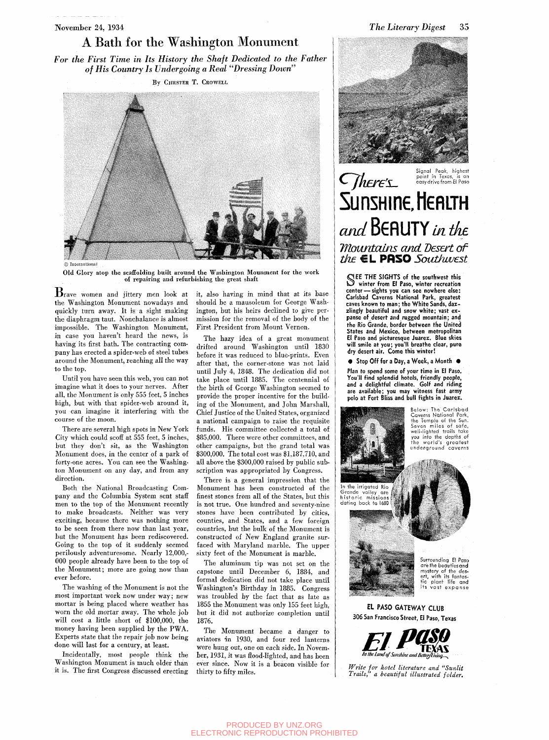# A Bath for the Washington Monument

*For the First Time in Its History the Shaft Dedicated to the Father of His Country Is Undergoing a Real "Dressing Down"*

By Chester T. Crowell

© International

Old Glory atop the scaffolding built around the Washington Monument for the work of repairing and refurbishing the great shaft

Brave women and jittery men look at the Washington Monument nowadays and quickly turn away. It is a sight making the diaphragm taut. Nonchalance is almost impossible. The Washington Monument, in case you haven't heard the news, is having its first bath. The contracting company has erected a spider-web of steel tubes around the Monument, reaching all the way to the top.

Until you have seen this web, you can not imagine what it does to your nerves. After all, the Monument is only 555 feet, 5 inches high, but with that spider-web around it, you can imagine it interfering with the course of the moon.

There are several high spots in New York City which could scoff at 555 feet, 5 inches, but they don't sit, as the Washington Monument does, in the center of a park of forty-one acres. You can see the Washington Monument on any day, and from any direction.

Both the National Broadcasting Company and the Columbia System sent staff men to the top of the Monument recently to make broadcasts. Neither was very exciting, because there was nothing more to be seen from there now than last year, but the Monument has been rediscovered. Going to the top of it suddenly seemed perilously adventuresome. Nearly 12,000,000 people already have been to the top of the Monument; more are going now than ever before.

The washing of the Monument is not the most important work now under way; new mortar is being placed where weather has worn the old mortar away. The whole job will cost a little short of $100,000, the money having been supplied by the PWA. Experts state that the repair job now being done will last for a century, at least.

Incidentally, most people think the Washington Monument is much older than it is. The first Congress discussed erecting it, also having in mind that at its base should be a mausoleum for George Washington, but his heirs declined to give permission for the removal of the body of the First President from Mount Vernon.

The hazy idea of a great monument drifted around Washington until 1830 before it was reduced to blue-prints. Even after that, the corner-stone was not laid until July 4, 1848. The dedication did not take place until 1885. The centennial of the birth of George Washington seemed to provide the proper incentive for the building of the Monument, and John Marshall, Chief Justice of the United States, organized a national campaign to raise the requisite funds. His committee collected a total of $85,000. There were other committees, and other campaigns, but the grand total was $300,000. The total cost was $1,187,710, and all above the $300,000 raised by public subscription was appropriated by Congress.

There is a general impression that the Monument has been constructed of the finest stones from all of the States, but this is not true. One hundred and seventy-nine stones have been contributed by cities, counties, and States, and a few foreign countries, but the bulk of the Monument is constructed of New England granite surfaced with Maryland marble. The upper sixty feet of the Monument is marble.

The aluminum tip was not set on the capstone until December 6, 1884, and formal dedication did not take place until Washington's Birthday in 1885. Congress was troubled by the fact that as late as 1855 the Monument was only 155 feet high, but it did not authorize completion until 1876.

The Monument became a danger to aviators in 1930, and four red lanterns were hung out, one on each side. In November, 1931, it was flood-lighted, and has been ever since. Now it is a beacon visible for thirty to fifty miles.

---

Signal Peak, highest point in Texas, is an easy drive from El Paso

## There's Sunshine, Health and Beauty in the Mountains and Desert of the El Paso Southwest

**SEE THE SIGHTS of the southwest this winter from El Paso, winter recreation center — sights you can see nowhere else: Carlsbad Caverns National Park, greatest caves known to man; the White Sands, dazzlingly beautiful and snow white; vast expanse of desert and rugged mountain; and the Rio Grande, border between the United States and Mexico, between metropolitan El Paso and picturesque Juarez. Blue skies will smile at you; you'll breathe clear, pure dry desert air. Come this winter!**

**● Stop Off for a Day, a Week, a Month ●**

**Plan to spend some of your time in El Paso. You'll find splendid hotels, friendly people, and a delightful climate. Golf and riding are available; you may witness fast army polo at Fort Bliss and bull fights in Juarez.**

Below: The Carlsbad Caverns National Park, the Temple of the Sun. Seven miles of safe, well-lighted trails take you into the depths of the world's greatest underground caverns

In the irrigated Rio Grande valley are historic missions dating back to 1680

Surrounding El Paso are the beauties and mystery of the desert, with its fantastic plant life and its vast expanse

**EL PASO GATEWAY CLUB**
**306 San Francisco Street, El Paso, Texas**

**El Paso Texas**
*In the Land of Sunshine and Better Living*

*Write for hotel literature and "Sunlit Trails," a beautiful illustrated folder.*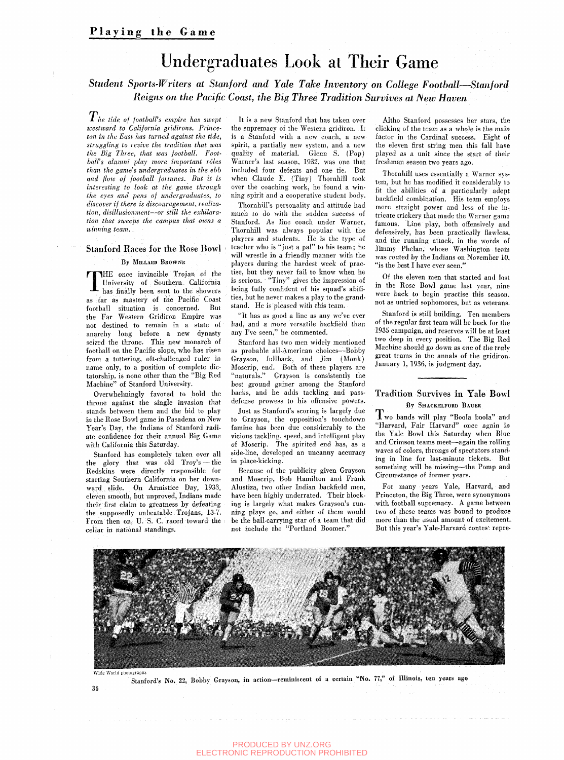# Undergraduates Look at Their Game

*Student Sports-Writers at Stanford and Yale Take Inventory on College Football—Stanford Reigns on the Pacific Coast, the Big Three Tradition Survives at New Haven*

*The tide of football's empire has swept westward to California gridirons. Princeton in the East has turned against the tide, struggling to revive the tradition that was the Big Three, that was football. Football's alumni play more important rôles than the game's undergraduates in the ebb and flow of football fortunes. But it is interesting to look at the game through the eyes and pens of undergraduates, to discover if there is discouragement, realization, disillusionment—or still the exhilaration that sweeps the campus that owns a winning team.*

## Stanford Races for the Rose Bowl

By Millard Browne

THE once invincible Trojan of the University of Southern California has finally been sent to the showers as far as mastery of the Pacific Coast football situation is concerned. But the Far Western Gridiron Empire was not destined to remain in a state of anarchy long before a new dynasty seized the throne. This new monarch of football on the Pacific slope, who has risen from a tottering, oft-challenged ruler in name only, to a position of complete dictatorship, is none other than the "Big Red Machine" of Stanford University.

Overwhelmingly favored to hold the throne against the single invasion that stands between them and the bid to play in the Rose Bowl game in Pasadena on New Year's Day, the Indians of Stanford radiate confidence for their annual Big Game with California this Saturday.

Stanford has completely taken over all the glory that was old Troy's — the Redskins were directly responsible for starting Southern California on her downward slide. On Armistice Day, 1933, eleven smooth, but unproved, Indians made their first claim to greatness by defeating the supposedly unbeatable Trojans, 13-7. From then on, U. S. C. raced toward the cellar in national standings.

It is a new Stanford that has taken over the supremacy of the Western gridiron. It is a Stanford with a new coach, a new spirit, a partially new system, and a new quality of material. Glenn S. (Pop) Warner's last season, 1932, was one that included four defeats and one tie. But when Claude E. (Tiny) Thornhill took over the coaching work, he found a winning spirit and a cooperative student body.

Thornhill's personality and attitude had much to do with the sudden success of Stanford. As line coach under Warner, Thornhill was always popular with the players and students. He is the type of teacher who is "just a pal" to his team; he will wrestle in a friendly manner with the players during the hardest week of practise, but they never fail to know when he is serious. "Tiny" gives the impression of being fully confident of his squad's abilities, but he never makes a play to the grandstand. He is pleased with this team.

"It has as good a line as any we've ever had, and a more versatile backfield than any I've seen," he commented.

Stanford has two men widely mentioned as probable all-American choices—Bobby Grayson, fullback, and Jim (Monk) Moscrip, end. Both of these players are "naturals." Grayson is consistently the best ground gainer among the Stanford backs, and he adds tackling and pass-defense prowess to his offensive powers.

Just as Stanford's scoring is largely due to Grayson, the opposition's touchdown famine has been due considerably to the vicious tackling, speed, and intelligent play of Moscrip. The spirited end has, as a side-line, developed an uncanny accuracy in place-kicking.

Because of the publicity given Grayson and Moscrip, Bob Hamilton and Frank Alustiza, two other Indian backfield men, have been highly underrated. Their blocking is largely what makes Grayson's running plays go, and either of them would be the ball-carrying star of a team that did not include the "Portland Boomer."

Altho Stanford possesses her stars, the clicking of the team as a whole is the main factor in the Cardinal success. Eight of the eleven first string men this fall have played as a unit since the start of their freshman season two years ago.

Thornhill uses essentially a Warner system, but he has modified it considerably to fit the abilities of a particularly adept backfield combination. His team employs more straight power and less of the intricate trickery that made the Warner game famous. Line play, both offensively and defensively, has been practically flawless, and the running attack, in the words of Jimmy Phelan, whose Washington team was routed by the Indians on November 10, "is the best I have ever seen."

Of the eleven men that started and lost in the Rose Bowl game last year, nine were back to begin practise this season, not as untried sophomores, but as veterans.

Stanford is still building. Ten members of the regular first team will be back for the 1935 campaign, and reserves will be at least two deep in every position. The Big Red Machine should go down as one of the truly great teams in the annals of the gridiron. January 1, 1936, is judgment day.

## Tradition Survives in Yale Bowl

By Shackelford Bauer

Two bands will play "Boola boola" and "Harvard, Fair Harvard" once again in the Yale Bowl this Saturday when Blue and Crimson teams meet—again the rolling waves of colors, throngs of spectators standing in line for last-minute tickets. But something will be missing—the Pomp and Circumstance of former years.

For many years Yale, Harvard, and Princeton, the Big Three, were synonymous with football supremacy. A game between two of these teams was bound to produce more than the usual amount of excitement. But this year's Yale-Harvard contest repre-

Wide World photographs

Stanford's No. 22, Bobby Grayson, in action—reminiscent of a certain "No. 77," of Illinois, ten years ago